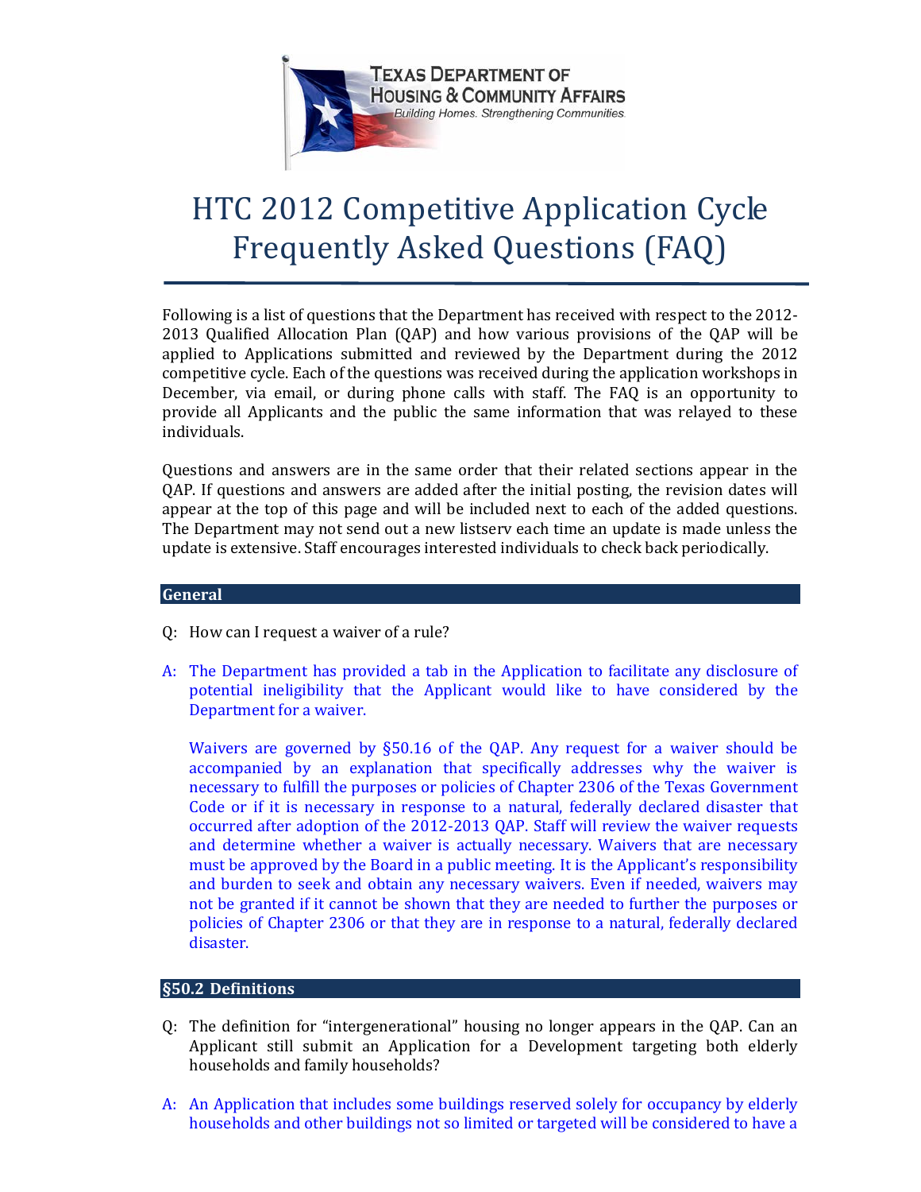# HTC 2012 Competitive Application Cycle Frequently Asked Questions (FAQ)

Following is a list of questions that the Department has received with respect to the 2012-2013 Qualified Allocation Plan (QAP) and how various provisions of the QAP will be applied to Applications submitted and reviewed by the Department during the 2012 competitive cycle. Each of the questions was received during the application workshops in December, via email, or during phone calls with staff. The FAQ is an opportunity to provide all Applicants and the public the same information that was relayed to these individuals.

Questions and answers are in the same order that their related sections appear in the QAP. If questions and answers are added after the initial posting, the revision dates will appear at the top of this page and will be included next to each of the added questions. The Department may not send out a new listserv each time an update is made unless the update is extensive. Staff encourages interested individuals to check back periodically.

## General

Q: How can I request a waiver of a rule?

A: The Department has provided a tab in the Application to facilitate any disclosure of potential ineligibility that the Applicant would like to have considered by the Department for a waiver.

Waivers are governed by §50.16 of the QAP. Any request for a waiver should be accompanied by an explanation that specifically addresses why the waiver is necessary to fulfill the purposes or policies of Chapter 2306 of the Texas Government Code or if it is necessary in response to a natural, federally declared disaster that occurred after adoption of the 2012-2013 QAP. Staff will review the waiver requests and determine whether a waiver is actually necessary. Waivers that are necessary must be approved by the Board in a public meeting. It is the Applicant's responsibility and burden to seek and obtain any necessary waivers. Even if needed, waivers may not be granted if it cannot be shown that they are needed to further the purposes or policies of Chapter 2306 or that they are in response to a natural, federally declared disaster.

## §50.2 Definitions

Q: The definition for "intergenerational" housing no longer appears in the QAP. Can an Applicant still submit an Application for a Development targeting both elderly households and family households?

A: An Application that includes some buildings reserved solely for occupancy by elderly households and other buildings not so limited or targeted will be considered to have a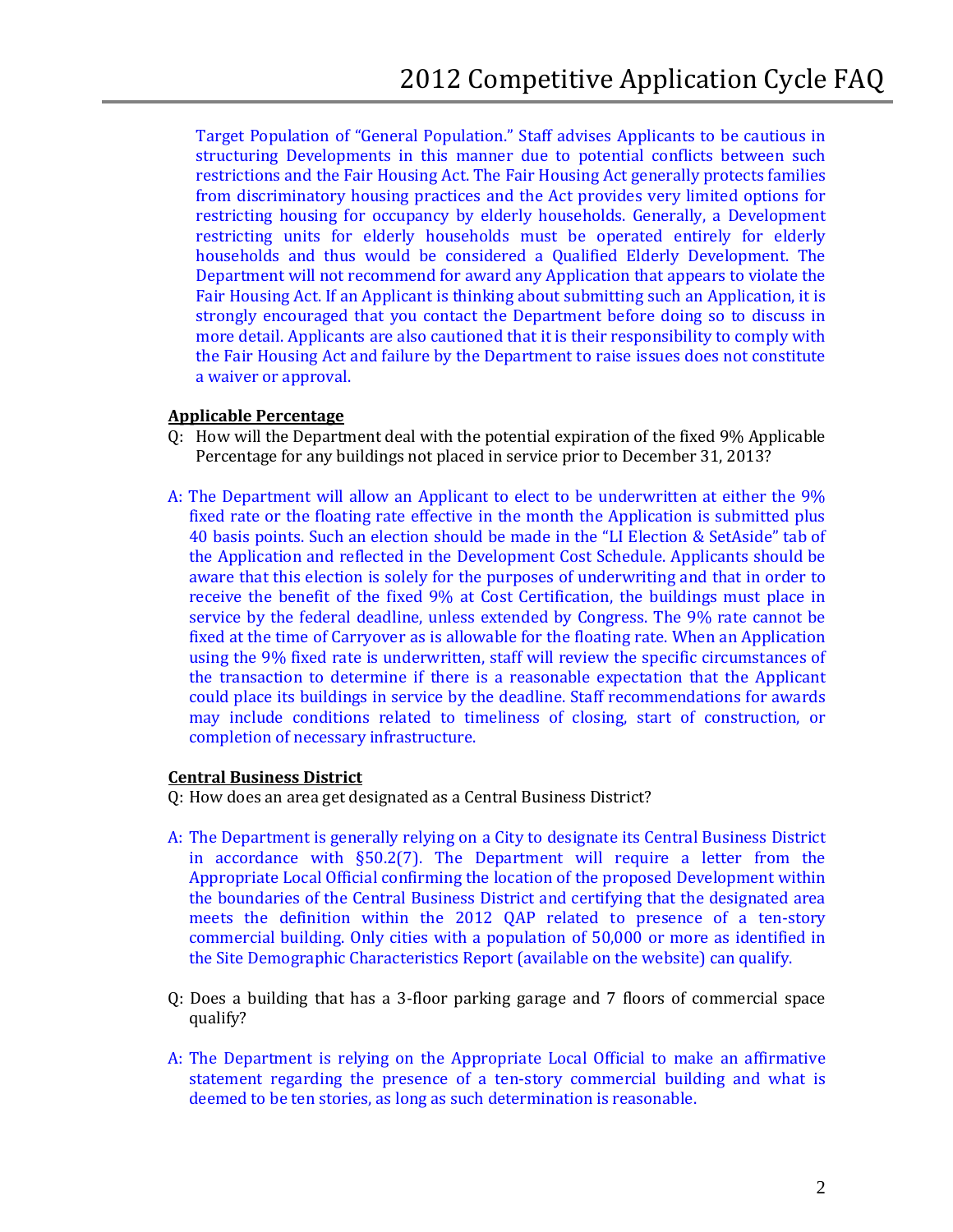Target Population of "General Population." Staff advises Applicants to be cautious in structuring Developments in this manner due to potential conflicts between such restrictions and the Fair Housing Act. The Fair Housing Act generally protects families from discriminatory housing practices and the Act provides very limited options for restricting housing for occupancy by elderly households. Generally, a Development restricting units for elderly households must be operated entirely for elderly households and thus would be considered a Qualified Elderly Development. The Department will not recommend for award any Application that appears to violate the Fair Housing Act. If an Applicant is thinking about submitting such an Application, it is strongly encouraged that you contact the Department before doing so to discuss in more detail. Applicants are also cautioned that it is their responsibility to comply with the Fair Housing Act and failure by the Department to raise issues does not constitute a waiver or approval.

**Applicable Percentage**

Q: How will the Department deal with the potential expiration of the fixed 9% Applicable Percentage for any buildings not placed in service prior to December 31, 2013?

A: The Department will allow an Applicant to elect to be underwritten at either the 9% fixed rate or the floating rate effective in the month the Application is submitted plus 40 basis points. Such an election should be made in the "LI Election & SetAside" tab of the Application and reflected in the Development Cost Schedule. Applicants should be aware that this election is solely for the purposes of underwriting and that in order to receive the benefit of the fixed 9% at Cost Certification, the buildings must place in service by the federal deadline, unless extended by Congress. The 9% rate cannot be fixed at the time of Carryover as is allowable for the floating rate. When an Application using the 9% fixed rate is underwritten, staff will review the specific circumstances of the transaction to determine if there is a reasonable expectation that the Applicant could place its buildings in service by the deadline. Staff recommendations for awards may include conditions related to timeliness of closing, start of construction, or completion of necessary infrastructure.

**Central Business District**

Q: How does an area get designated as a Central Business District?

A: The Department is generally relying on a City to designate its Central Business District in accordance with §50.2(7). The Department will require a letter from the Appropriate Local Official confirming the location of the proposed Development within the boundaries of the Central Business District and certifying that the designated area meets the definition within the 2012 QAP related to presence of a ten-story commercial building. Only cities with a population of 50,000 or more as identified in the Site Demographic Characteristics Report (available on the website) can qualify.

Q: Does a building that has a 3-floor parking garage and 7 floors of commercial space qualify?

A: The Department is relying on the Appropriate Local Official to make an affirmative statement regarding the presence of a ten-story commercial building and what is deemed to be ten stories, as long as such determination is reasonable.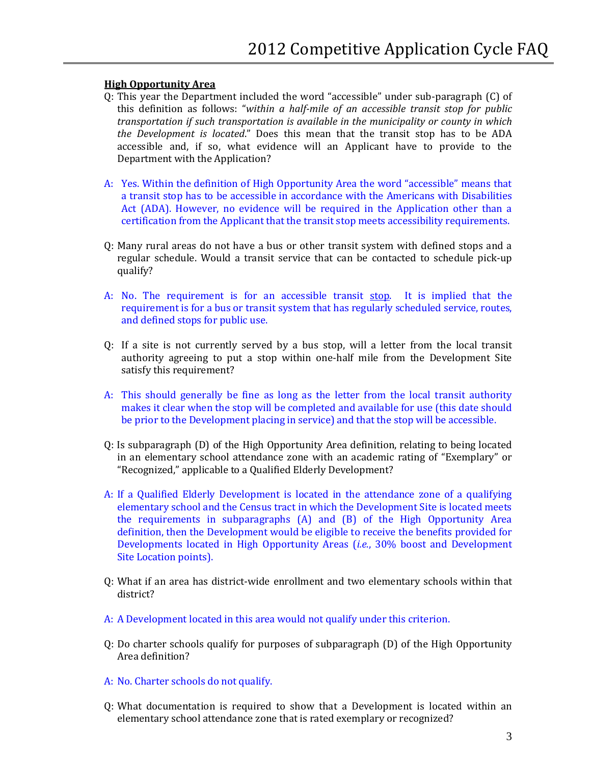**<u>High Opportunity Area</u>**

Q: This year the Department included the word "accessible" under sub-paragraph (C) of this definition as follows: "*within a half-mile of an accessible transit stop for public transportation if such transportation is available in the municipality or county in which the Development is located*." Does this mean that the transit stop has to be ADA accessible and, if so, what evidence will an Applicant have to provide to the Department with the Application?

A: Yes. Within the definition of High Opportunity Area the word "accessible" means that a transit stop has to be accessible in accordance with the Americans with Disabilities Act (ADA). However, no evidence will be required in the Application other than a certification from the Applicant that the transit stop meets accessibility requirements.

Q: Many rural areas do not have a bus or other transit system with defined stops and a regular schedule. Would a transit service that can be contacted to schedule pick-up qualify?

A: No. The requirement is for an accessible transit <u>stop</u>. It is implied that the requirement is for a bus or transit system that has regularly scheduled service, routes, and defined stops for public use.

Q: If a site is not currently served by a bus stop, will a letter from the local transit authority agreeing to put a stop within one-half mile from the Development Site satisfy this requirement?

A: This should generally be fine as long as the letter from the local transit authority makes it clear when the stop will be completed and available for use (this date should be prior to the Development placing in service) and that the stop will be accessible.

Q: Is subparagraph (D) of the High Opportunity Area definition, relating to being located in an elementary school attendance zone with an academic rating of "Exemplary" or "Recognized," applicable to a Qualified Elderly Development?

A: If a Qualified Elderly Development is located in the attendance zone of a qualifying elementary school and the Census tract in which the Development Site is located meets the requirements in subparagraphs (A) and (B) of the High Opportunity Area definition, then the Development would be eligible to receive the benefits provided for Developments located in High Opportunity Areas (*i.e.*, 30% boost and Development Site Location points).

Q: What if an area has district-wide enrollment and two elementary schools within that district?

A: A Development located in this area would not qualify under this criterion.

Q: Do charter schools qualify for purposes of subparagraph (D) of the High Opportunity Area definition?

A: No. Charter schools do not qualify.

Q: What documentation is required to show that a Development is located within an elementary school attendance zone that is rated exemplary or recognized?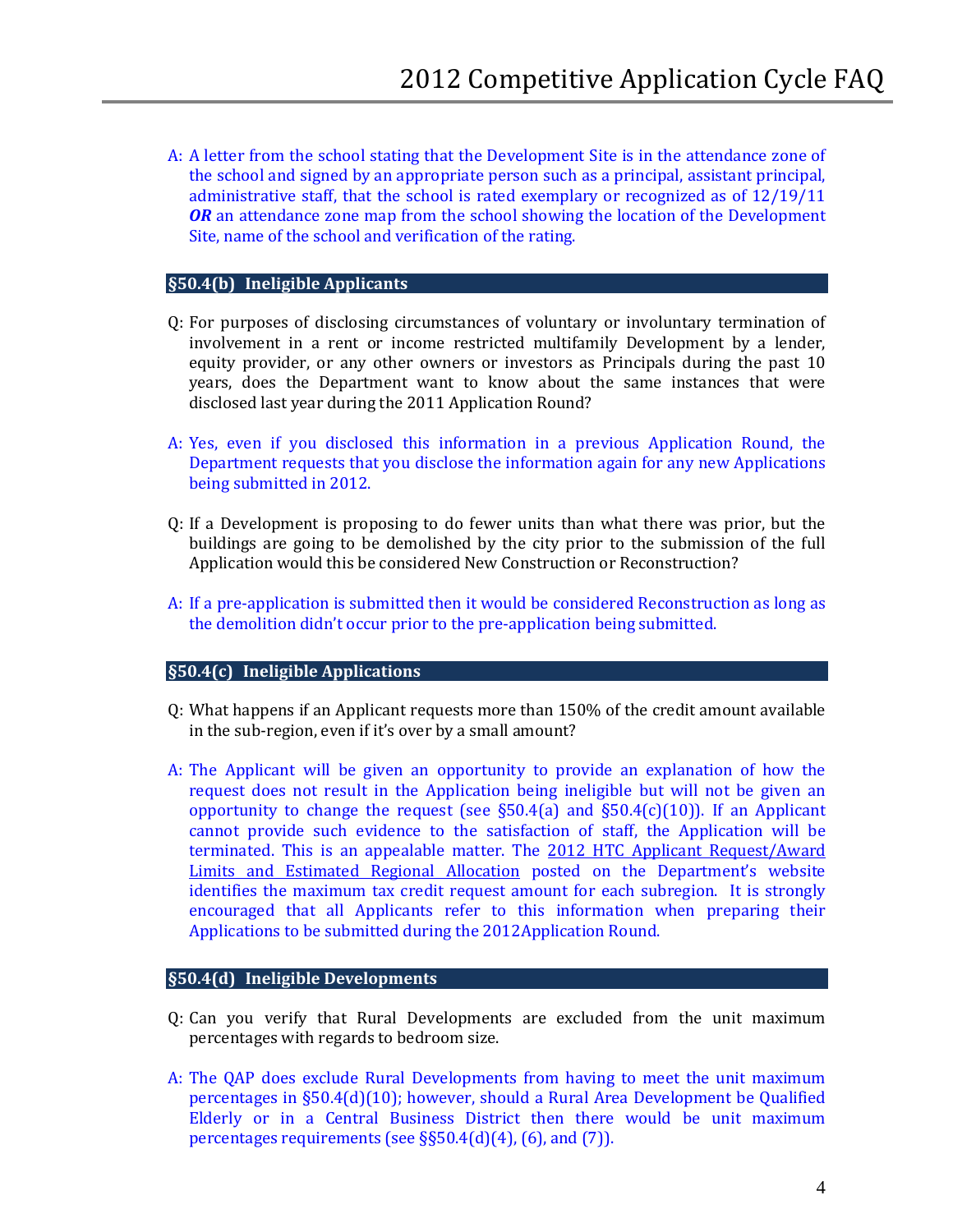A: A letter from the school stating that the Development Site is in the attendance zone of the school and signed by an appropriate person such as a principal, assistant principal, administrative staff, that the school is rated exemplary or recognized as of 12/19/11 ***OR*** an attendance zone map from the school showing the location of the Development Site, name of the school and verification of the rating.

## §50.4(b) Ineligible Applicants

Q: For purposes of disclosing circumstances of voluntary or involuntary termination of involvement in a rent or income restricted multifamily Development by a lender, equity provider, or any other owners or investors as Principals during the past 10 years, does the Department want to know about the same instances that were disclosed last year during the 2011 Application Round?

A: Yes, even if you disclosed this information in a previous Application Round, the Department requests that you disclose the information again for any new Applications being submitted in 2012.

Q: If a Development is proposing to do fewer units than what there was prior, but the buildings are going to be demolished by the city prior to the submission of the full Application would this be considered New Construction or Reconstruction?

A: If a pre-application is submitted then it would be considered Reconstruction as long as the demolition didn't occur prior to the pre-application being submitted.

## §50.4(c) Ineligible Applications

Q: What happens if an Applicant requests more than 150% of the credit amount available in the sub-region, even if it's over by a small amount?

A: The Applicant will be given an opportunity to provide an explanation of how the request does not result in the Application being ineligible but will not be given an opportunity to change the request (see §50.4(a) and §50.4(c)(10)). If an Applicant cannot provide such evidence to the satisfaction of staff, the Application will be terminated. This is an appealable matter. The 2012 HTC Applicant Request/Award Limits and Estimated Regional Allocation posted on the Department's website identifies the maximum tax credit request amount for each subregion. It is strongly encouraged that all Applicants refer to this information when preparing their Applications to be submitted during the 2012Application Round.

## §50.4(d) Ineligible Developments

Q: Can you verify that Rural Developments are excluded from the unit maximum percentages with regards to bedroom size.

A: The QAP does exclude Rural Developments from having to meet the unit maximum percentages in §50.4(d)(10); however, should a Rural Area Development be Qualified Elderly or in a Central Business District then there would be unit maximum percentages requirements (see §§50.4(d)(4), (6), and (7)).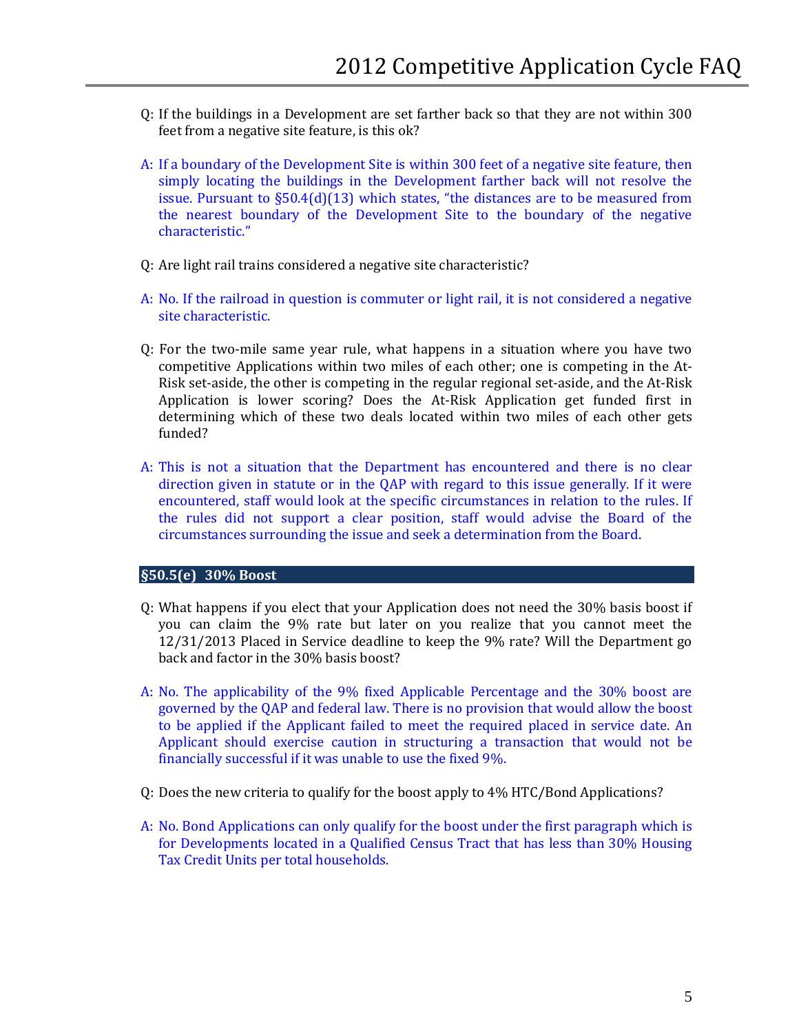Q: If the buildings in a Development are set farther back so that they are not within 300 feet from a negative site feature, is this ok?

A: If a boundary of the Development Site is within 300 feet of a negative site feature, then simply locating the buildings in the Development farther back will not resolve the issue. Pursuant to §50.4(d)(13) which states, "the distances are to be measured from the nearest boundary of the Development Site to the boundary of the negative characteristic."

Q: Are light rail trains considered a negative site characteristic?

A: No. If the railroad in question is commuter or light rail, it is not considered a negative site characteristic.

Q: For the two-mile same year rule, what happens in a situation where you have two competitive Applications within two miles of each other; one is competing in the At-Risk set-aside, the other is competing in the regular regional set-aside, and the At-Risk Application is lower scoring? Does the At-Risk Application get funded first in determining which of these two deals located within two miles of each other gets funded?

A: This is not a situation that the Department has encountered and there is no clear direction given in statute or in the QAP with regard to this issue generally. If it were encountered, staff would look at the specific circumstances in relation to the rules. If the rules did not support a clear position, staff would advise the Board of the circumstances surrounding the issue and seek a determination from the Board.

## §50.5(e) 30% Boost

Q: What happens if you elect that your Application does not need the 30% basis boost if you can claim the 9% rate but later on you realize that you cannot meet the 12/31/2013 Placed in Service deadline to keep the 9% rate? Will the Department go back and factor in the 30% basis boost?

A: No. The applicability of the 9% fixed Applicable Percentage and the 30% boost are governed by the QAP and federal law. There is no provision that would allow the boost to be applied if the Applicant failed to meet the required placed in service date. An Applicant should exercise caution in structuring a transaction that would not be financially successful if it was unable to use the fixed 9%.

Q: Does the new criteria to qualify for the boost apply to 4% HTC/Bond Applications?

A: No. Bond Applications can only qualify for the boost under the first paragraph which is for Developments located in a Qualified Census Tract that has less than 30% Housing Tax Credit Units per total households.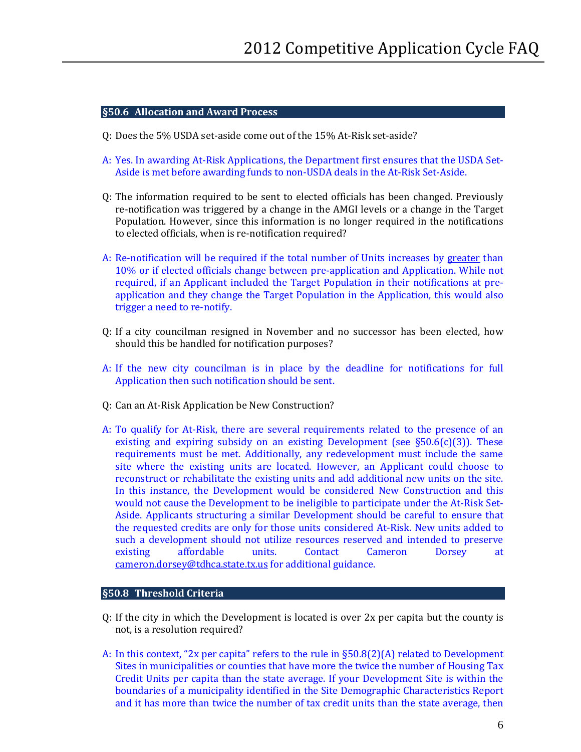## §50.6 Allocation and Award Process

Q: Does the 5% USDA set-aside come out of the 15% At-Risk set-aside?

A: Yes. In awarding At-Risk Applications, the Department first ensures that the USDA Set-Aside is met before awarding funds to non-USDA deals in the At-Risk Set-Aside.

Q: The information required to be sent to elected officials has been changed. Previously re-notification was triggered by a change in the AMGI levels or a change in the Target Population. However, since this information is no longer required in the notifications to elected officials, when is re-notification required?

A: Re-notification will be required if the total number of Units increases by greater than 10% or if elected officials change between pre-application and Application. While not required, if an Applicant included the Target Population in their notifications at pre-application and they change the Target Population in the Application, this would also trigger a need to re-notify.

Q: If a city councilman resigned in November and no successor has been elected, how should this be handled for notification purposes?

A: If the new city councilman is in place by the deadline for notifications for full Application then such notification should be sent.

Q: Can an At-Risk Application be New Construction?

A: To qualify for At-Risk, there are several requirements related to the presence of an existing and expiring subsidy on an existing Development (see §50.6(c)(3)). These requirements must be met. Additionally, any redevelopment must include the same site where the existing units are located. However, an Applicant could choose to reconstruct or rehabilitate the existing units and add additional new units on the site. In this instance, the Development would be considered New Construction and this would not cause the Development to be ineligible to participate under the At-Risk Set-Aside. Applicants structuring a similar Development should be careful to ensure that the requested credits are only for those units considered At-Risk. New units added to such a development should not utilize resources reserved and intended to preserve existing affordable units. Contact Cameron Dorsey at cameron.dorsey@tdhca.state.tx.us for additional guidance.

## §50.8 Threshold Criteria

Q: If the city in which the Development is located is over 2x per capita but the county is not, is a resolution required?

A: In this context, "2x per capita" refers to the rule in §50.8(2)(A) related to Development Sites in municipalities or counties that have more the twice the number of Housing Tax Credit Units per capita than the state average. If your Development Site is within the boundaries of a municipality identified in the Site Demographic Characteristics Report and it has more than twice the number of tax credit units than the state average, then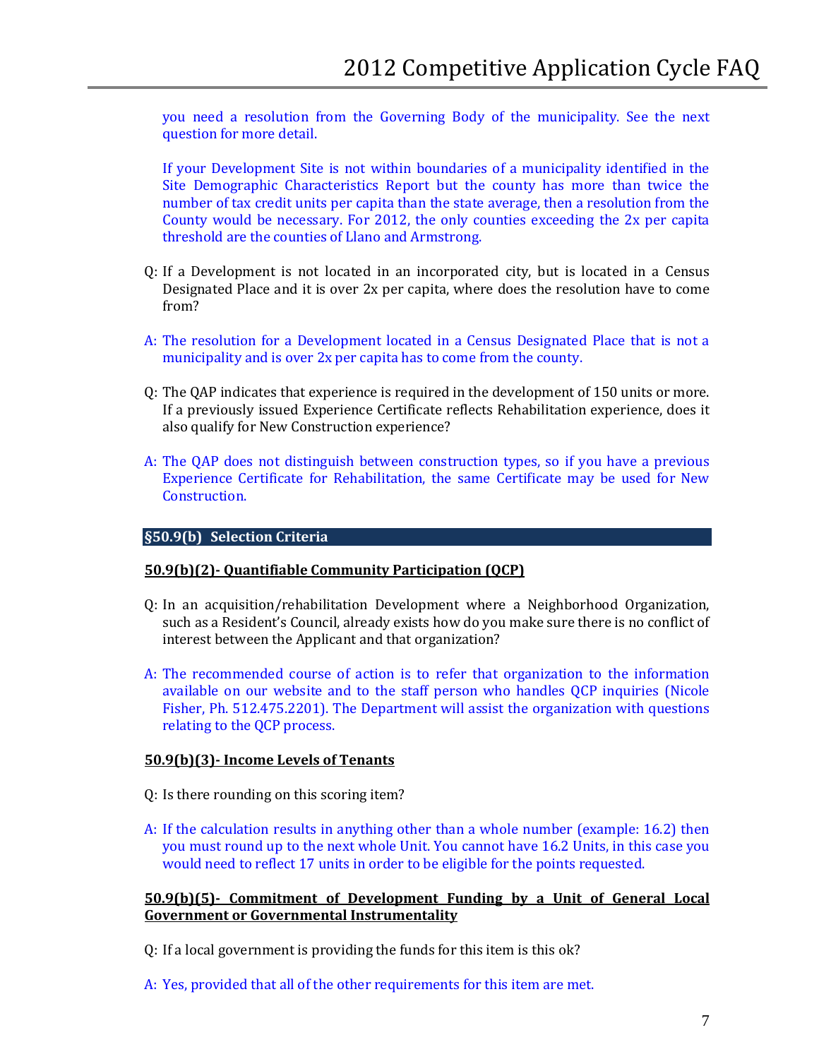you need a resolution from the Governing Body of the municipality. See the next question for more detail.

If your Development Site is not within boundaries of a municipality identified in the Site Demographic Characteristics Report but the county has more than twice the number of tax credit units per capita than the state average, then a resolution from the County would be necessary. For 2012, the only counties exceeding the 2x per capita threshold are the counties of Llano and Armstrong.

Q: If a Development is not located in an incorporated city, but is located in a Census Designated Place and it is over 2x per capita, where does the resolution have to come from?

A: The resolution for a Development located in a Census Designated Place that is not a municipality and is over 2x per capita has to come from the county.

Q: The QAP indicates that experience is required in the development of 150 units or more. If a previously issued Experience Certificate reflects Rehabilitation experience, does it also qualify for New Construction experience?

A: The QAP does not distinguish between construction types, so if you have a previous Experience Certificate for Rehabilitation, the same Certificate may be used for New Construction.

## §50.9(b) Selection Criteria

### 50.9(b)(2)- Quantifiable Community Participation (QCP)

Q: In an acquisition/rehabilitation Development where a Neighborhood Organization, such as a Resident's Council, already exists how do you make sure there is no conflict of interest between the Applicant and that organization?

A: The recommended course of action is to refer that organization to the information available on our website and to the staff person who handles QCP inquiries (Nicole Fisher, Ph. 512.475.2201). The Department will assist the organization with questions relating to the QCP process.

### 50.9(b)(3)- Income Levels of Tenants

Q: Is there rounding on this scoring item?

A: If the calculation results in anything other than a whole number (example: 16.2) then you must round up to the next whole Unit. You cannot have 16.2 Units, in this case you would need to reflect 17 units in order to be eligible for the points requested.

### 50.9(b)(5)- Commitment of Development Funding by a Unit of General Local Government or Governmental Instrumentality

Q: If a local government is providing the funds for this item is this ok?

A: Yes, provided that all of the other requirements for this item are met.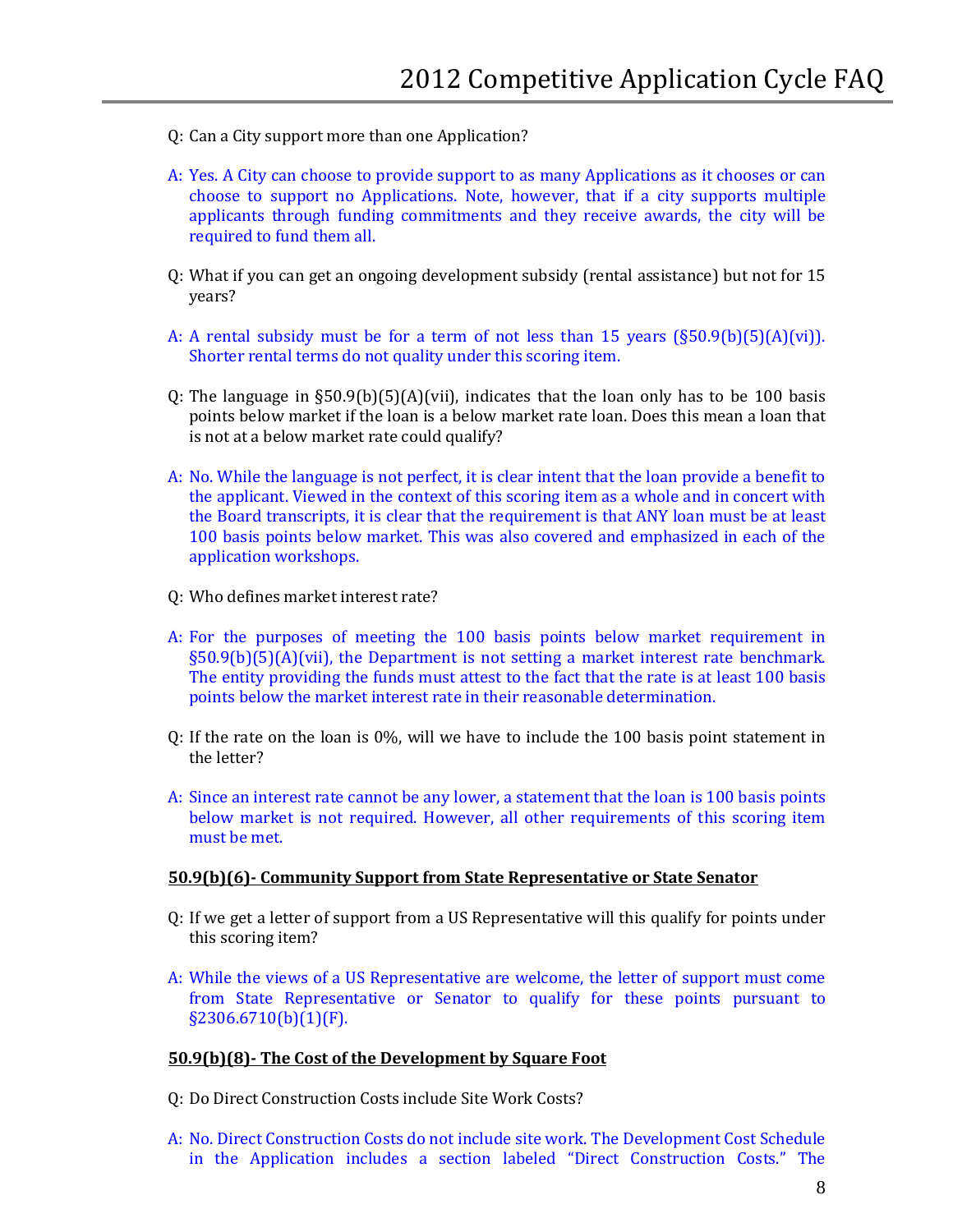Q: Can a City support more than one Application?

A: Yes. A City can choose to provide support to as many Applications as it chooses or can choose to support no Applications. Note, however, that if a city supports multiple applicants through funding commitments and they receive awards, the city will be required to fund them all.

Q: What if you can get an ongoing development subsidy (rental assistance) but not for 15 years?

A: A rental subsidy must be for a term of not less than 15 years (§50.9(b)(5)(A)(vi)). Shorter rental terms do not quality under this scoring item.

Q: The language in §50.9(b)(5)(A)(vii), indicates that the loan only has to be 100 basis points below market if the loan is a below market rate loan. Does this mean a loan that is not at a below market rate could qualify?

A: No. While the language is not perfect, it is clear intent that the loan provide a benefit to the applicant. Viewed in the context of this scoring item as a whole and in concert with the Board transcripts, it is clear that the requirement is that ANY loan must be at least 100 basis points below market. This was also covered and emphasized in each of the application workshops.

Q: Who defines market interest rate?

A: For the purposes of meeting the 100 basis points below market requirement in §50.9(b)(5)(A)(vii), the Department is not setting a market interest rate benchmark. The entity providing the funds must attest to the fact that the rate is at least 100 basis points below the market interest rate in their reasonable determination.

Q: If the rate on the loan is 0%, will we have to include the 100 basis point statement in the letter?

A: Since an interest rate cannot be any lower, a statement that the loan is 100 basis points below market is not required. However, all other requirements of this scoring item must be met.

**50.9(b)(6)- Community Support from State Representative or State Senator**

Q: If we get a letter of support from a US Representative will this qualify for points under this scoring item?

A: While the views of a US Representative are welcome, the letter of support must come from State Representative or Senator to qualify for these points pursuant to §2306.6710(b)(1)(F).

**50.9(b)(8)- The Cost of the Development by Square Foot**

Q: Do Direct Construction Costs include Site Work Costs?

A: No. Direct Construction Costs do not include site work. The Development Cost Schedule in the Application includes a section labeled "Direct Construction Costs." The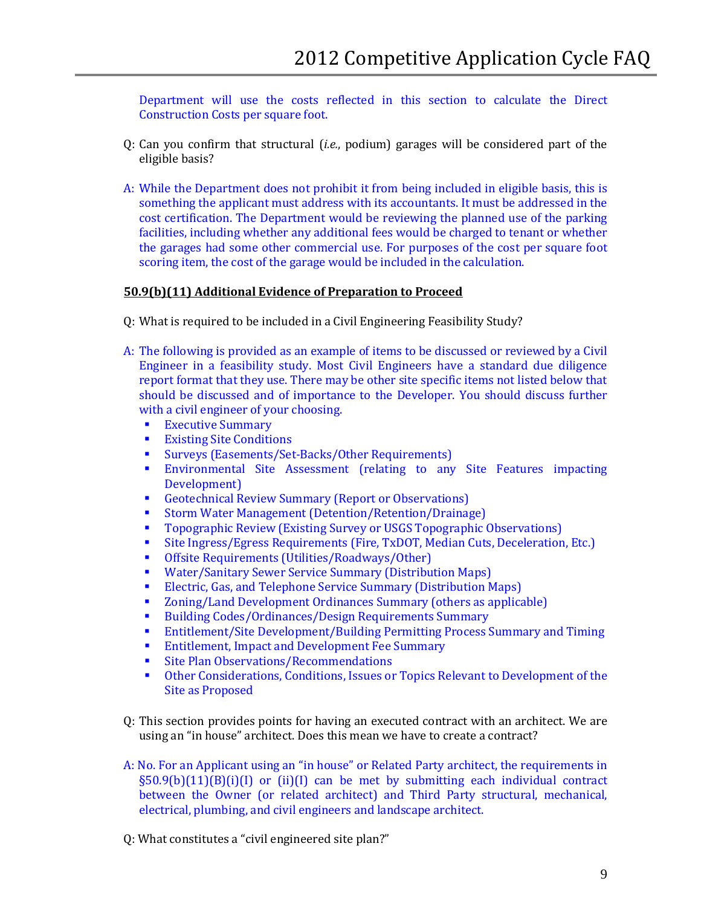Department will use the costs reflected in this section to calculate the Direct Construction Costs per square foot.

Q: Can you confirm that structural (*i.e.*, podium) garages will be considered part of the eligible basis?

A: While the Department does not prohibit it from being included in eligible basis, this is something the applicant must address with its accountants. It must be addressed in the cost certification. The Department would be reviewing the planned use of the parking facilities, including whether any additional fees would be charged to tenant or whether the garages had some other commercial use. For purposes of the cost per square foot scoring item, the cost of the garage would be included in the calculation.

**50.9(b)(11) Additional Evidence of Preparation to Proceed**

Q: What is required to be included in a Civil Engineering Feasibility Study?

A: The following is provided as an example of items to be discussed or reviewed by a Civil Engineer in a feasibility study. Most Civil Engineers have a standard due diligence report format that they use. There may be other site specific items not listed below that should be discussed and of importance to the Developer. You should discuss further with a civil engineer of your choosing.

- Executive Summary
- Existing Site Conditions
- Surveys (Easements/Set-Backs/Other Requirements)
- Environmental Site Assessment (relating to any Site Features impacting Development)
- Geotechnical Review Summary (Report or Observations)
- Storm Water Management (Detention/Retention/Drainage)
- Topographic Review (Existing Survey or USGS Topographic Observations)
- Site Ingress/Egress Requirements (Fire, TxDOT, Median Cuts, Deceleration, Etc.)
- Offsite Requirements (Utilities/Roadways/Other)
- Water/Sanitary Sewer Service Summary (Distribution Maps)
- Electric, Gas, and Telephone Service Summary (Distribution Maps)
- Zoning/Land Development Ordinances Summary (others as applicable)
- Building Codes/Ordinances/Design Requirements Summary
- Entitlement/Site Development/Building Permitting Process Summary and Timing
- Entitlement, Impact and Development Fee Summary
- Site Plan Observations/Recommendations
- Other Considerations, Conditions, Issues or Topics Relevant to Development of the Site as Proposed

Q: This section provides points for having an executed contract with an architect. We are using an "in house" architect. Does this mean we have to create a contract?

A: No. For an Applicant using an "in house" or Related Party architect, the requirements in §50.9(b)(11)(B)(i)(I) or (ii)(I) can be met by submitting each individual contract between the Owner (or related architect) and Third Party structural, mechanical, electrical, plumbing, and civil engineers and landscape architect.

Q: What constitutes a "civil engineered site plan?"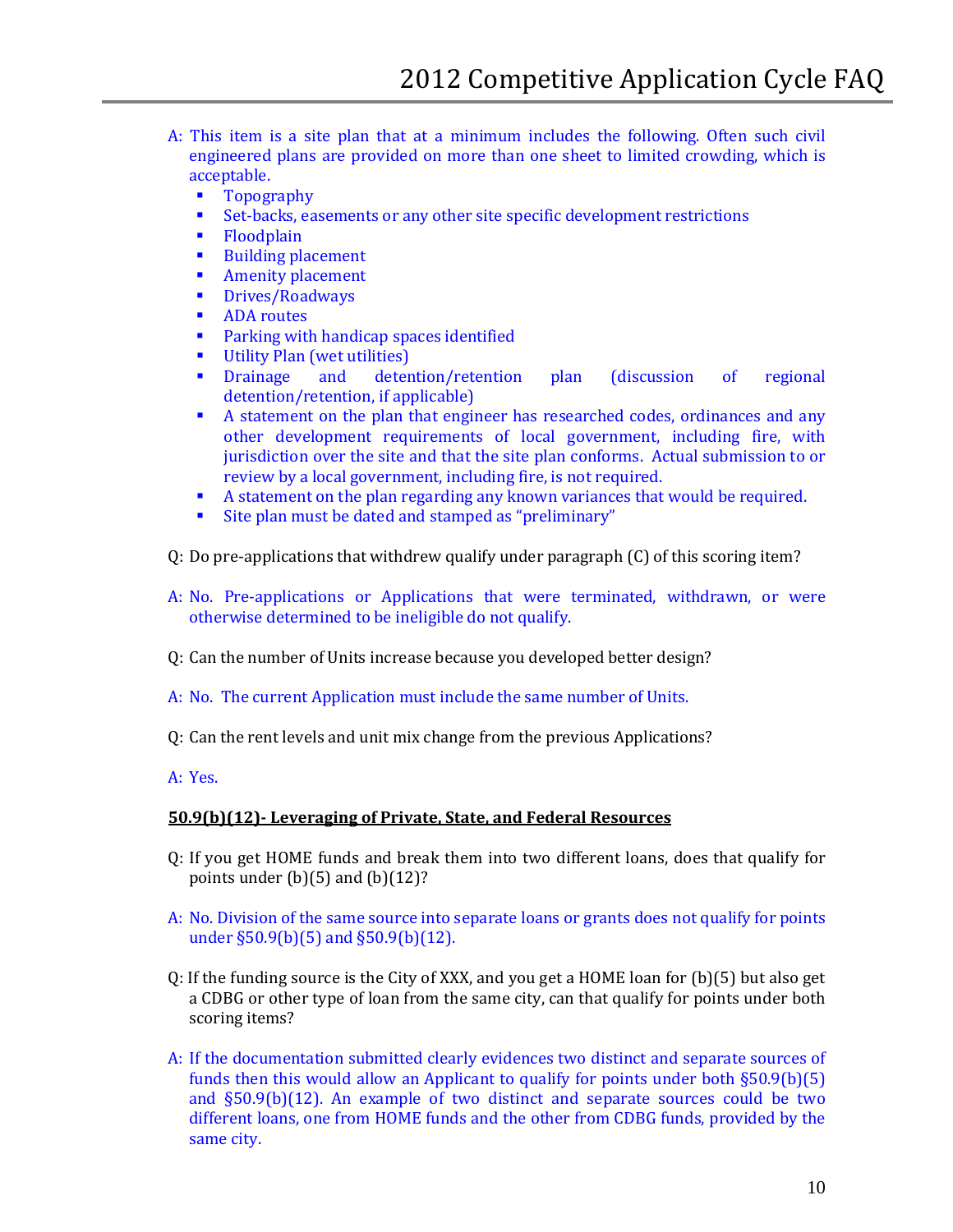A: This item is a site plan that at a minimum includes the following. Often such civil engineered plans are provided on more than one sheet to limited crowding, which is acceptable.

- Topography
- Set-backs, easements or any other site specific development restrictions
- Floodplain
- Building placement
- Amenity placement
- Drives/Roadways
- ADA routes
- Parking with handicap spaces identified
- Utility Plan (wet utilities)
- Drainage and detention/retention plan (discussion of regional detention/retention, if applicable)
- A statement on the plan that engineer has researched codes, ordinances and any other development requirements of local government, including fire, with jurisdiction over the site and that the site plan conforms. Actual submission to or review by a local government, including fire, is not required.
- A statement on the plan regarding any known variances that would be required.
- Site plan must be dated and stamped as "preliminary"

Q: Do pre-applications that withdrew qualify under paragraph (C) of this scoring item?

A: No. Pre-applications or Applications that were terminated, withdrawn, or were otherwise determined to be ineligible do not qualify.

Q: Can the number of Units increase because you developed better design?

A: No. The current Application must include the same number of Units.

Q: Can the rent levels and unit mix change from the previous Applications?

A: Yes.

**<u>50.9(b)(12)- Leveraging of Private, State, and Federal Resources</u>**

Q: If you get HOME funds and break them into two different loans, does that qualify for points under (b)(5) and (b)(12)?

A: No. Division of the same source into separate loans or grants does not qualify for points under §50.9(b)(5) and §50.9(b)(12).

Q: If the funding source is the City of XXX, and you get a HOME loan for (b)(5) but also get a CDBG or other type of loan from the same city, can that qualify for points under both scoring items?

A: If the documentation submitted clearly evidences two distinct and separate sources of funds then this would allow an Applicant to qualify for points under both §50.9(b)(5) and §50.9(b)(12). An example of two distinct and separate sources could be two different loans, one from HOME funds and the other from CDBG funds, provided by the same city.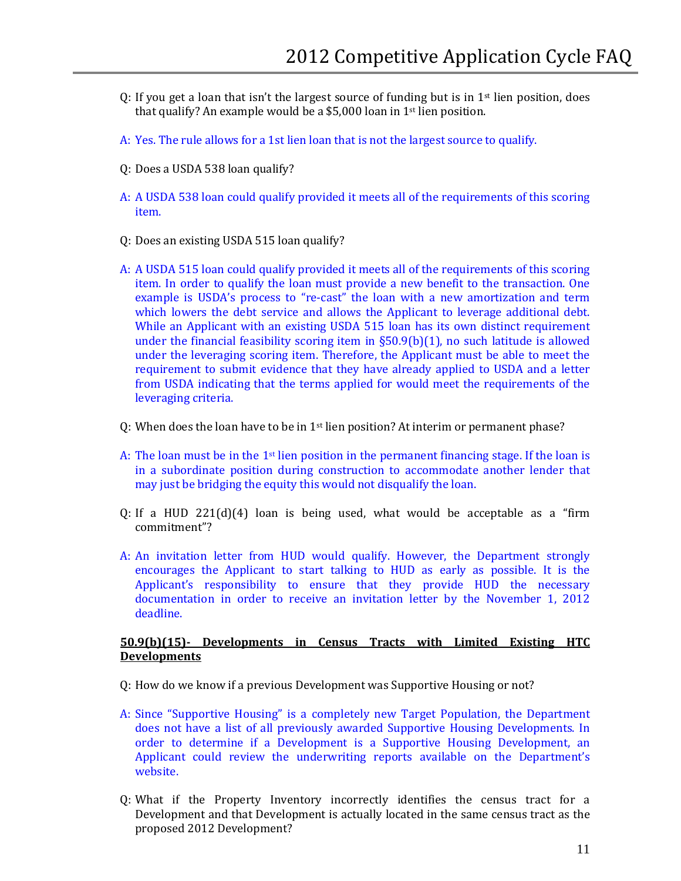Q: If you get a loan that isn't the largest source of funding but is in 1st lien position, does that qualify? An example would be a $5,000 loan in 1st lien position.

A: Yes. The rule allows for a 1st lien loan that is not the largest source to qualify.

Q: Does a USDA 538 loan qualify?

A: A USDA 538 loan could qualify provided it meets all of the requirements of this scoring item.

Q: Does an existing USDA 515 loan qualify?

A: A USDA 515 loan could qualify provided it meets all of the requirements of this scoring item. In order to qualify the loan must provide a new benefit to the transaction. One example is USDA's process to "re-cast" the loan with a new amortization and term which lowers the debt service and allows the Applicant to leverage additional debt. While an Applicant with an existing USDA 515 loan has its own distinct requirement under the financial feasibility scoring item in §50.9(b)(1), no such latitude is allowed under the leveraging scoring item. Therefore, the Applicant must be able to meet the requirement to submit evidence that they have already applied to USDA and a letter from USDA indicating that the terms applied for would meet the requirements of the leveraging criteria.

Q: When does the loan have to be in 1st lien position? At interim or permanent phase?

A: The loan must be in the 1st lien position in the permanent financing stage. If the loan is in a subordinate position during construction to accommodate another lender that may just be bridging the equity this would not disqualify the loan.

Q: If a HUD 221(d)(4) loan is being used, what would be acceptable as a "firm commitment"?

A: An invitation letter from HUD would qualify. However, the Department strongly encourages the Applicant to start talking to HUD as early as possible. It is the Applicant's responsibility to ensure that they provide HUD the necessary documentation in order to receive an invitation letter by the November 1, 2012 deadline.

**50.9(b)(15)- Developments in Census Tracts with Limited Existing HTC Developments**

Q: How do we know if a previous Development was Supportive Housing or not?

A: Since "Supportive Housing" is a completely new Target Population, the Department does not have a list of all previously awarded Supportive Housing Developments. In order to determine if a Development is a Supportive Housing Development, an Applicant could review the underwriting reports available on the Department's website.

Q: What if the Property Inventory incorrectly identifies the census tract for a Development and that Development is actually located in the same census tract as the proposed 2012 Development?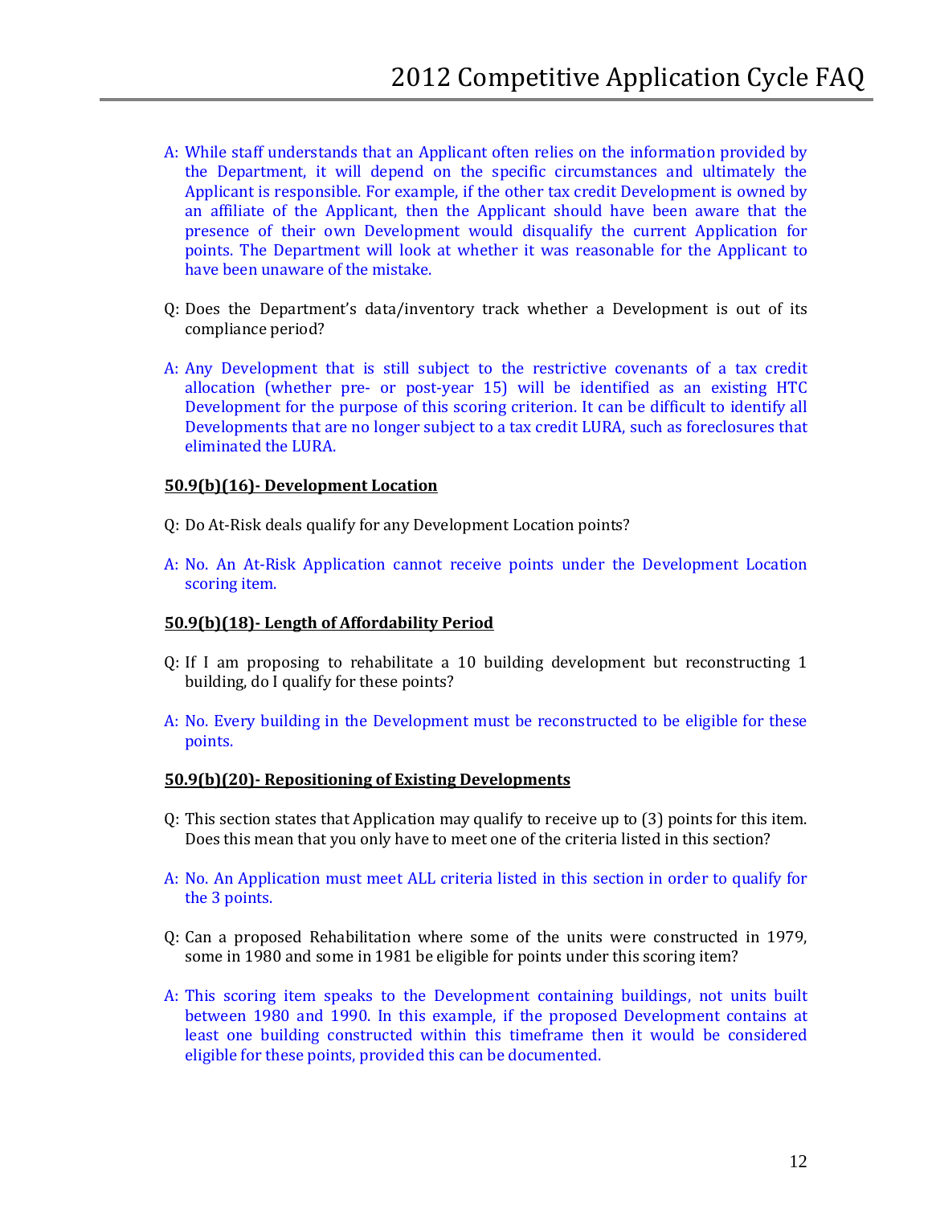A: While staff understands that an Applicant often relies on the information provided by the Department, it will depend on the specific circumstances and ultimately the Applicant is responsible. For example, if the other tax credit Development is owned by an affiliate of the Applicant, then the Applicant should have been aware that the presence of their own Development would disqualify the current Application for points. The Department will look at whether it was reasonable for the Applicant to have been unaware of the mistake.

Q: Does the Department's data/inventory track whether a Development is out of its compliance period?

A: Any Development that is still subject to the restrictive covenants of a tax credit allocation (whether pre- or post-year 15) will be identified as an existing HTC Development for the purpose of this scoring criterion. It can be difficult to identify all Developments that are no longer subject to a tax credit LURA, such as foreclosures that eliminated the LURA.

**50.9(b)(16)- Development Location**

Q: Do At-Risk deals qualify for any Development Location points?

A: No. An At-Risk Application cannot receive points under the Development Location scoring item.

**50.9(b)(18)- Length of Affordability Period**

Q: If I am proposing to rehabilitate a 10 building development but reconstructing 1 building, do I qualify for these points?

A: No. Every building in the Development must be reconstructed to be eligible for these points.

**50.9(b)(20)- Repositioning of Existing Developments**

Q: This section states that Application may qualify to receive up to (3) points for this item. Does this mean that you only have to meet one of the criteria listed in this section?

A: No. An Application must meet ALL criteria listed in this section in order to qualify for the 3 points.

Q: Can a proposed Rehabilitation where some of the units were constructed in 1979, some in 1980 and some in 1981 be eligible for points under this scoring item?

A: This scoring item speaks to the Development containing buildings, not units built between 1980 and 1990. In this example, if the proposed Development contains at least one building constructed within this timeframe then it would be considered eligible for these points, provided this can be documented.